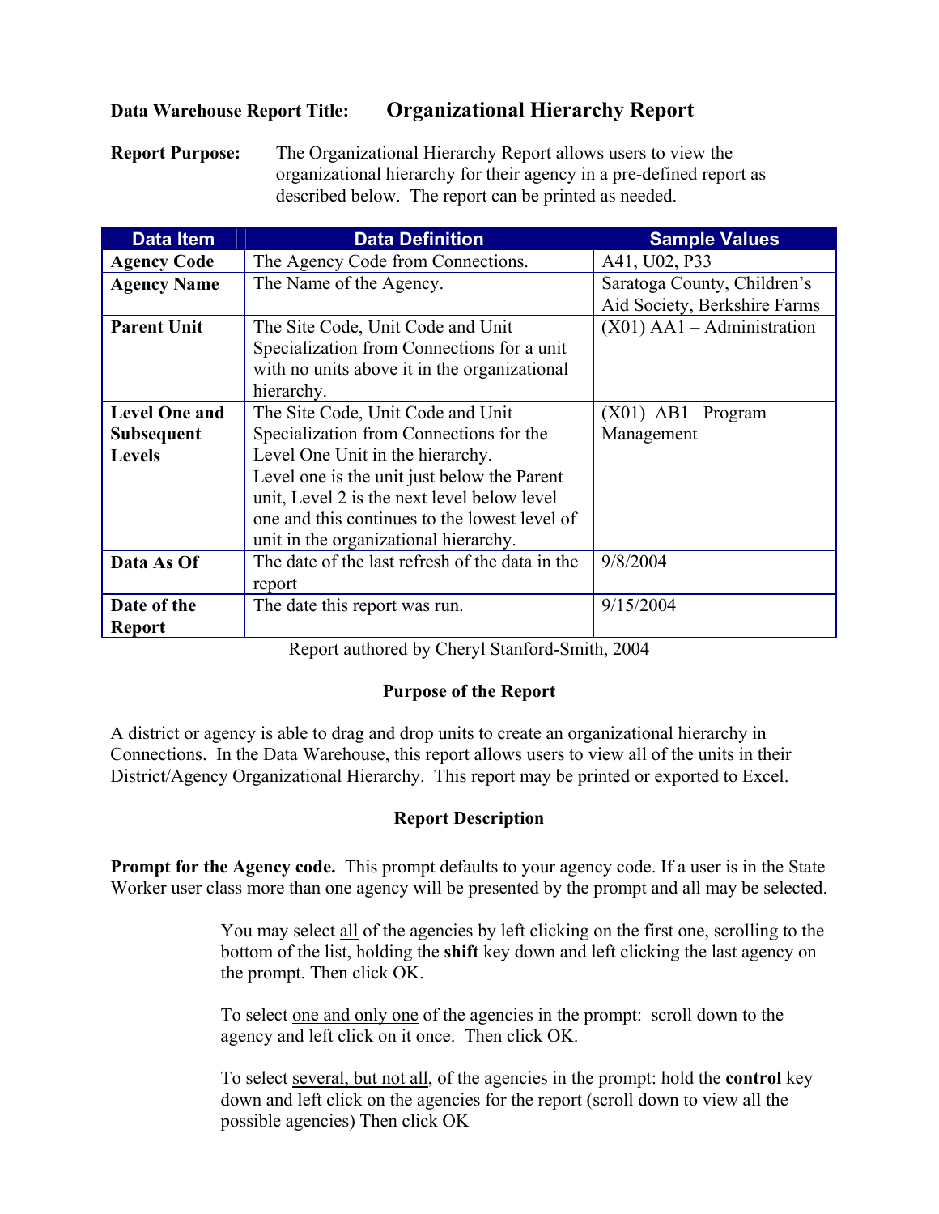**Data Warehouse Report Title:** **Organizational Hierarchy Report**

**Report Purpose:** The Organizational Hierarchy Report allows users to view the organizational hierarchy for their agency in a pre-defined report as described below. The report can be printed as needed.

| Data Item | Data Definition | Sample Values |
|---|---|---|
| **Agency Code** | The Agency Code from Connections. | A41, U02, P33 |
| **Agency Name** | The Name of the Agency. | Saratoga County, Children's Aid Society, Berkshire Farms |
| **Parent Unit** | The Site Code, Unit Code and Unit Specialization from Connections for a unit with no units above it in the organizational hierarchy. | (X01) AA1 – Administration |
| **Level One and Subsequent Levels** | The Site Code, Unit Code and Unit Specialization from Connections for the Level One Unit in the hierarchy. Level one is the unit just below the Parent unit, Level 2 is the next level below level one and this continues to the lowest level of unit in the organizational hierarchy. | (X01) AB1– Program Management |
| **Data As Of** | The date of the last refresh of the data in the report | 9/8/2004 |
| **Date of the Report** | The date this report was run. | 9/15/2004 |

Report authored by Cheryl Stanford-Smith, 2004

## Purpose of the Report

A district or agency is able to drag and drop units to create an organizational hierarchy in Connections. In the Data Warehouse, this report allows users to view all of the units in their District/Agency Organizational Hierarchy. This report may be printed or exported to Excel.

## Report Description

**Prompt for the Agency code.** This prompt defaults to your agency code. If a user is in the State Worker user class more than one agency will be presented by the prompt and all may be selected.

> You may select all of the agencies by left clicking on the first one, scrolling to the bottom of the list, holding the **shift** key down and left clicking the last agency on the prompt. Then click OK.
>
> To select one and only one of the agencies in the prompt: scroll down to the agency and left click on it once. Then click OK.
>
> To select several, but not all, of the agencies in the prompt: hold the **control** key down and left click on the agencies for the report (scroll down to view all the possible agencies) Then click OK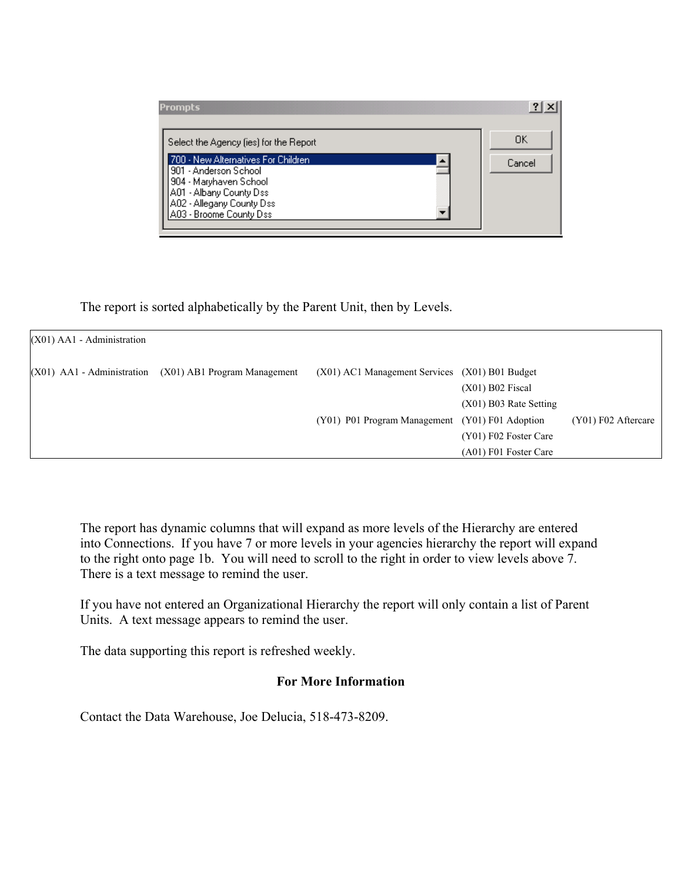Prompts

Select the Agency (ies) for the Report

700 - New Alternatives For Children
901 - Anderson School
904 - Maryhaven School
A01 - Albany County Dss
A02 - Allegany County Dss
A03 - Broome County Dss

OK

Cancel

The report is sorted alphabetically by the Parent Unit, then by Levels.

| | | | | |
|---|---|---|---|---|
| (X01) AA1 - Administration | | | | |
| (X01) AA1 - Administration | (X01) AB1 Program Management | (X01) AC1 Management Services | (X01) B01 Budget | |
| | | | (X01) B02 Fiscal | |
| | | | (X01) B03 Rate Setting | |
| | | (Y01) P01 Program Management | (Y01) F01 Adoption | (Y01) F02 Aftercare |
| | | | (Y01) F02 Foster Care | |
| | | | (A01) F01 Foster Care | |

The report has dynamic columns that will expand as more levels of the Hierarchy are entered into Connections. If you have 7 or more levels in your agencies hierarchy the report will expand to the right onto page 1b. You will need to scroll to the right in order to view levels above 7. There is a text message to remind the user.

If you have not entered an Organizational Hierarchy the report will only contain a list of Parent Units. A text message appears to remind the user.

The data supporting this report is refreshed weekly.

**For More Information**

Contact the Data Warehouse, Joe Delucia, 518-473-8209.